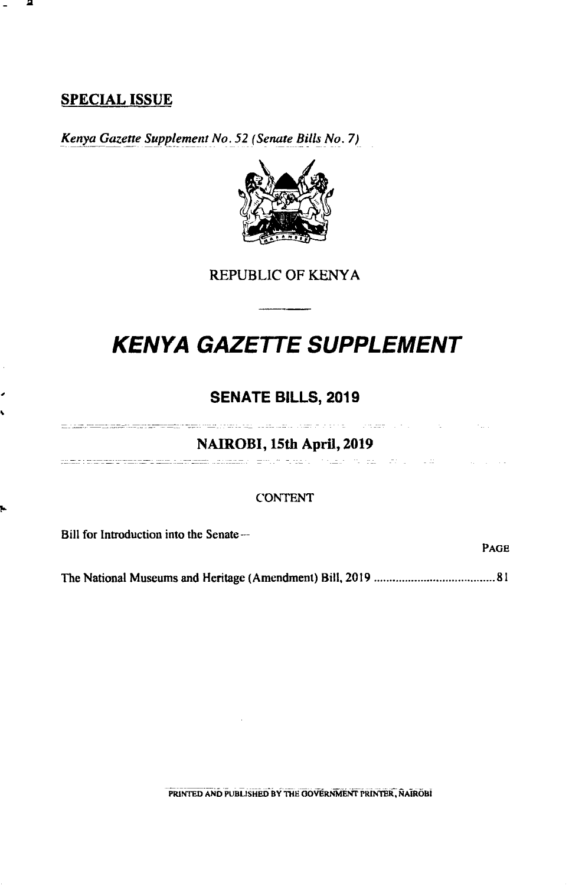**SPECIAL ISSUE**

*Kenya Gazette Supplement No. 52 (Senate Bills No. 7)*

REPUBLIC OF KENYA

# *KENYA GAZETTE SUPPLEMENT*

## SENATE BILLS, 2019

### NAIROBI, 15th April, 2019

CONTENT

Bill for Introduction into the Senate—

| | PAGE |
|---|---|
| The National Museums and Heritage (Amendment) Bill, 2019 | 81 |

PRINTED AND PUBLISHED BY THE GOVERNMENT PRINTER, NAIROBI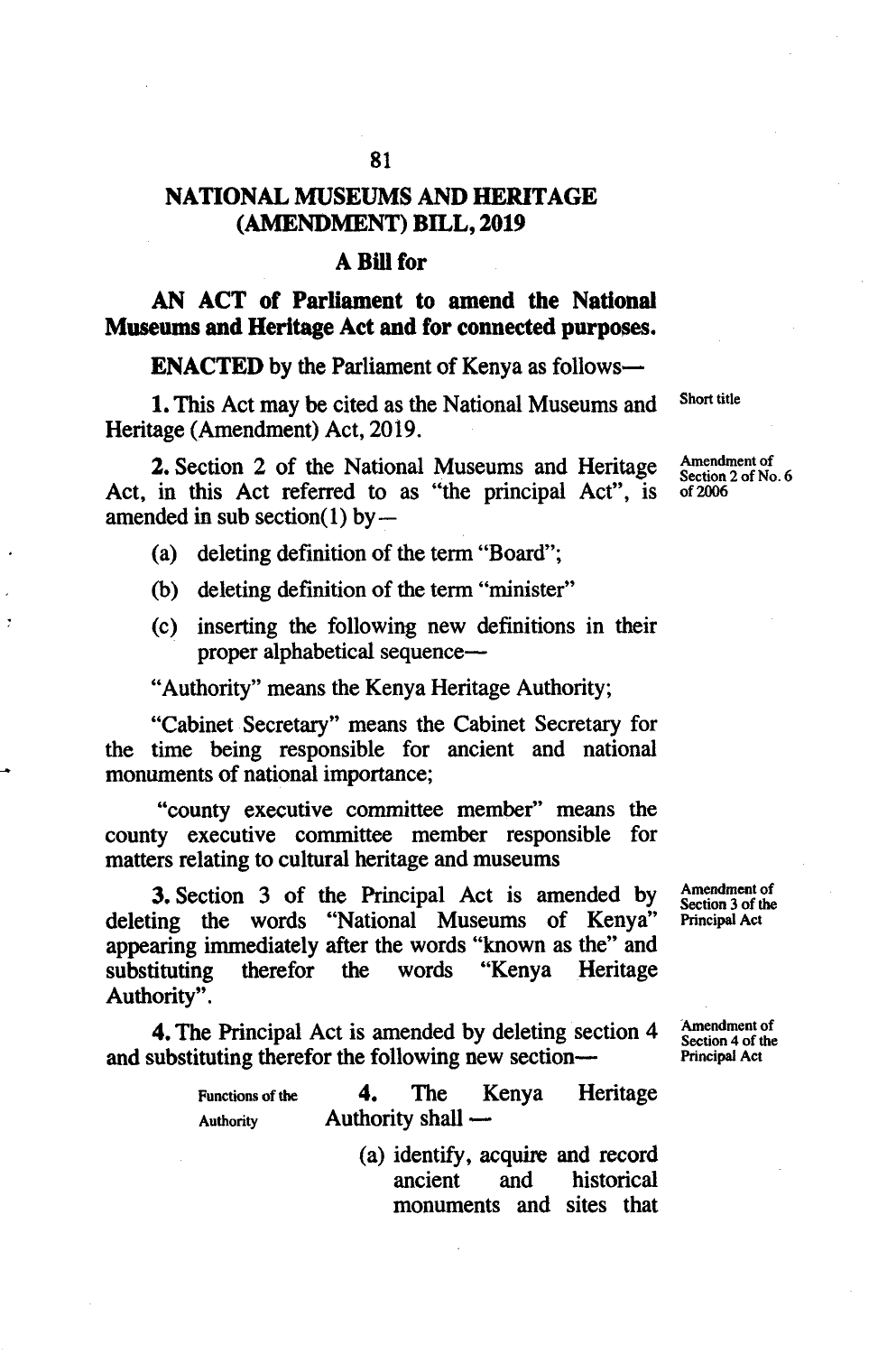# NATIONAL MUSEUMS AND HERITAGE (AMENDMENT) BILL, 2019

## A Bill for

**AN ACT of Parliament to amend the National Museums and Heritage Act and for connected purposes.**

**ENACTED** by the Parliament of Kenya as follows—

Short title

**1.** This Act may be cited as the National Museums and Heritage (Amendment) Act, 2019.

Amendment of Section 2 of No. 6 of 2006

**2.** Section 2 of the National Museums and Heritage Act, in this Act referred to as "the principal Act", is amended in sub section(1) by—

(a) deleting definition of the term "Board";

(b) deleting definition of the term "minister"

(c) inserting the following new definitions in their proper alphabetical sequence—

"Authority" means the Kenya Heritage Authority;

"Cabinet Secretary" means the Cabinet Secretary for the time being responsible for ancient and national monuments of national importance;

"county executive committee member" means the county executive committee member responsible for matters relating to cultural heritage and museums

Amendment of Section 3 of the Principal Act

**3.** Section 3 of the Principal Act is amended by deleting the words "National Museums of Kenya" appearing immediately after the words "known as the" and substituting therefor the words "Kenya Heritage Authority".

Amendment of Section 4 of the Principal Act

**4.** The Principal Act is amended by deleting section 4 and substituting therefor the following new section—

Functions of the Authority

**4.** The Kenya Heritage Authority shall —

(a) identify, acquire and record ancient and historical monuments and sites that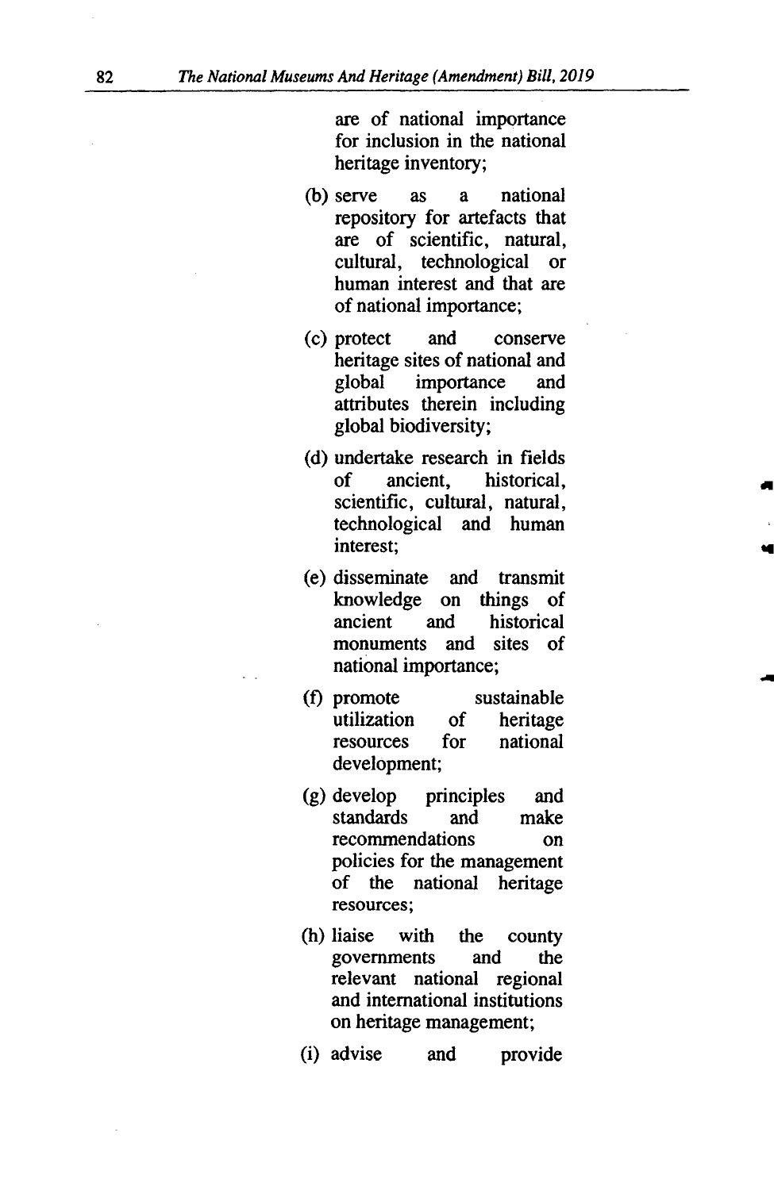are of national importance for inclusion in the national heritage inventory;

(b) serve as a national repository for artefacts that are of scientific, natural, cultural, technological or human interest and that are of national importance;

(c) protect and conserve heritage sites of national and global importance and attributes therein including global biodiversity;

(d) undertake research in fields of ancient, historical, scientific, cultural, natural, technological and human interest;

(e) disseminate and transmit knowledge on things of ancient and historical monuments and sites of national importance;

(f) promote sustainable utilization of heritage resources for national development;

(g) develop principles and standards and make recommendations on policies for the management of the national heritage resources;

(h) liaise with the county governments and the relevant national regional and international institutions on heritage management;

(i) advise and provide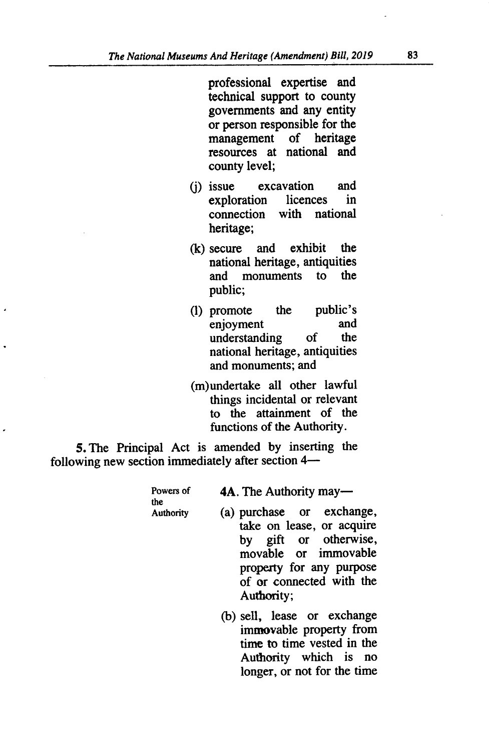professional expertise and technical support to county governments and any entity or person responsible for the management of heritage resources at national and county level;

(j) issue excavation and exploration licences in connection with national heritage;

(k) secure and exhibit the national heritage, antiquities and monuments to the public;

(l) promote the public's enjoyment and understanding of the national heritage, antiquities and monuments; and

(m) undertake all other lawful things incidental or relevant to the attainment of the functions of the Authority.

**5.** The Principal Act is amended by inserting the following new section immediately after section 4—

Powers of the Authority

**4A.** The Authority may—

(a) purchase or exchange, take on lease, or acquire by gift or otherwise, movable or immovable property for any purpose of or connected with the Authority;

(b) sell, lease or exchange immovable property from time to time vested in the Authority which is no longer, or not for the time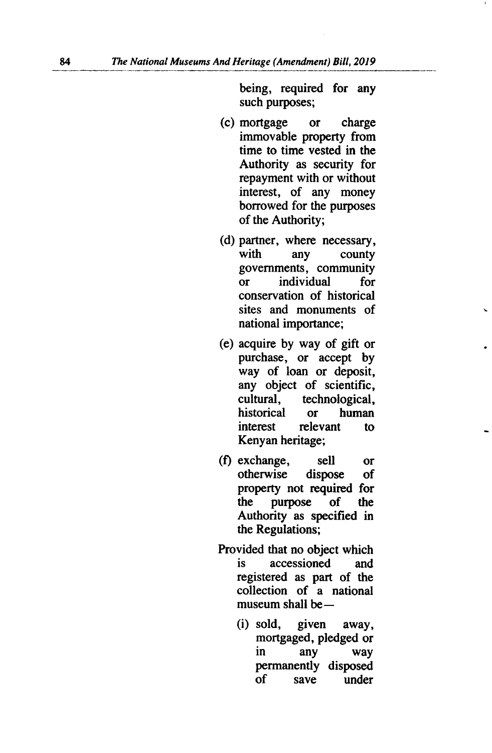being, required for any such purposes;

(c) mortgage or charge immovable property from time to time vested in the Authority as security for repayment with or without interest, of any money borrowed for the purposes of the Authority;

(d) partner, where necessary, with any county governments, community or individual for conservation of historical sites and monuments of national importance;

(e) acquire by way of gift or purchase, or accept by way of loan or deposit, any object of scientific, cultural, technological, historical or human interest relevant to Kenyan heritage;

(f) exchange, sell or otherwise dispose of property not required for the purpose of the Authority as specified in the Regulations;

Provided that no object which is accessioned and registered as part of the collection of a national museum shall be—

(i) sold, given away, mortgaged, pledged or in any way permanently disposed of save under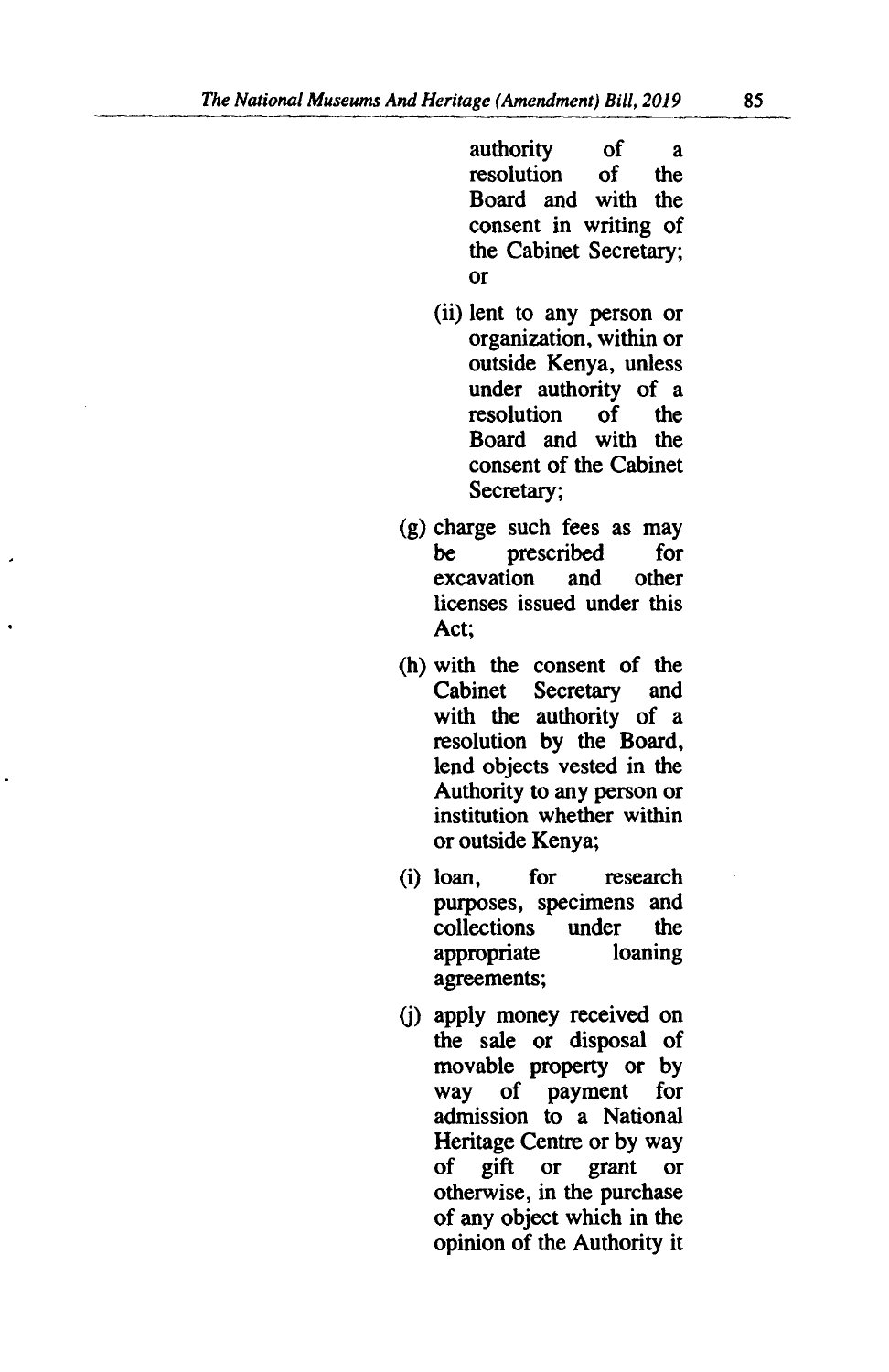authority of a resolution of the Board and with the consent in writing of the Cabinet Secretary; or

(ii) lent to any person or organization, within or outside Kenya, unless under authority of a resolution of the Board and with the consent of the Cabinet Secretary;

(g) charge such fees as may be prescribed for excavation and other licenses issued under this Act;

(h) with the consent of the Cabinet Secretary and with the authority of a resolution by the Board, lend objects vested in the Authority to any person or institution whether within or outside Kenya;

(i) loan, for research purposes, specimens and collections under the appropriate loaning agreements;

(j) apply money received on the sale or disposal of movable property or by way of payment for admission to a National Heritage Centre or by way of gift or grant or otherwise, in the purchase of any object which in the opinion of the Authority it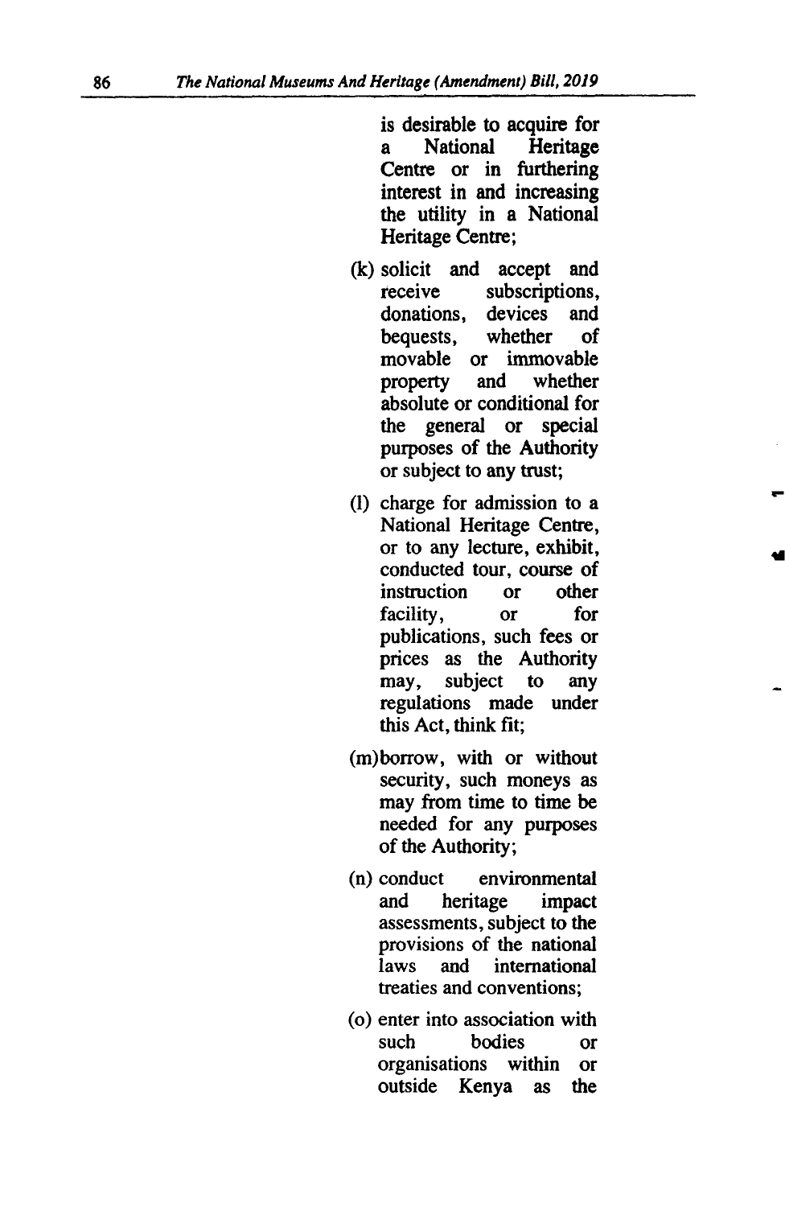is desirable to acquire for a National Heritage Centre or in furthering interest in and increasing the utility in a National Heritage Centre;

(k) solicit and accept and receive subscriptions, donations, devices and bequests, whether of movable or immovable property and whether absolute or conditional for the general or special purposes of the Authority or subject to any trust;

(l) charge for admission to a National Heritage Centre, or to any lecture, exhibit, conducted tour, course of instruction or other facility, or for publications, such fees or prices as the Authority may, subject to any regulations made under this Act, think fit;

(m) borrow, with or without security, such moneys as may from time to time be needed for any purposes of the Authority;

(n) conduct environmental and heritage impact assessments, subject to the provisions of the national laws and international treaties and conventions;

(o) enter into association with such bodies or organisations within or outside Kenya as the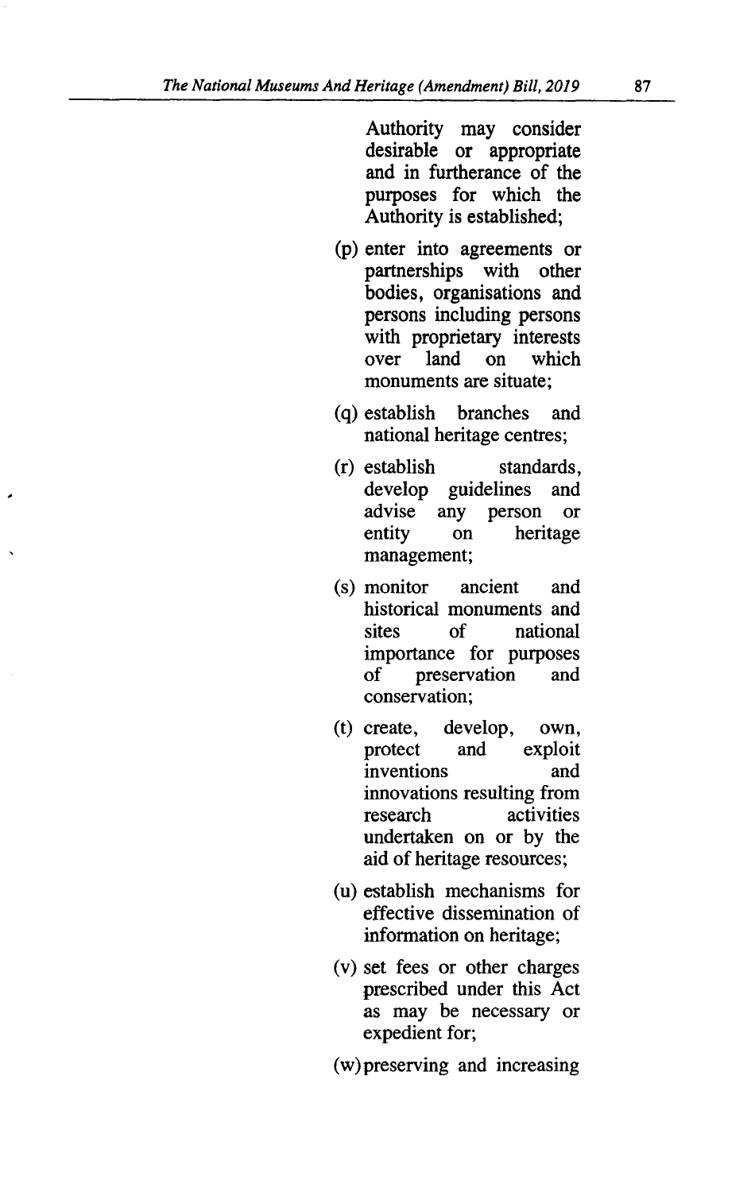Authority may consider desirable or appropriate and in furtherance of the purposes for which the Authority is established;

(p) enter into agreements or partnerships with other bodies, organisations and persons including persons with proprietary interests over land on which monuments are situate;

(q) establish branches and national heritage centres;

(r) establish standards, develop guidelines and advise any person or entity on heritage management;

(s) monitor ancient and historical monuments and sites of national importance for purposes of preservation and conservation;

(t) create, develop, own, protect and exploit inventions and innovations resulting from research activities undertaken on or by the aid of heritage resources;

(u) establish mechanisms for effective dissemination of information on heritage;

(v) set fees or other charges prescribed under this Act as may be necessary or expedient for;

(w) preserving and increasing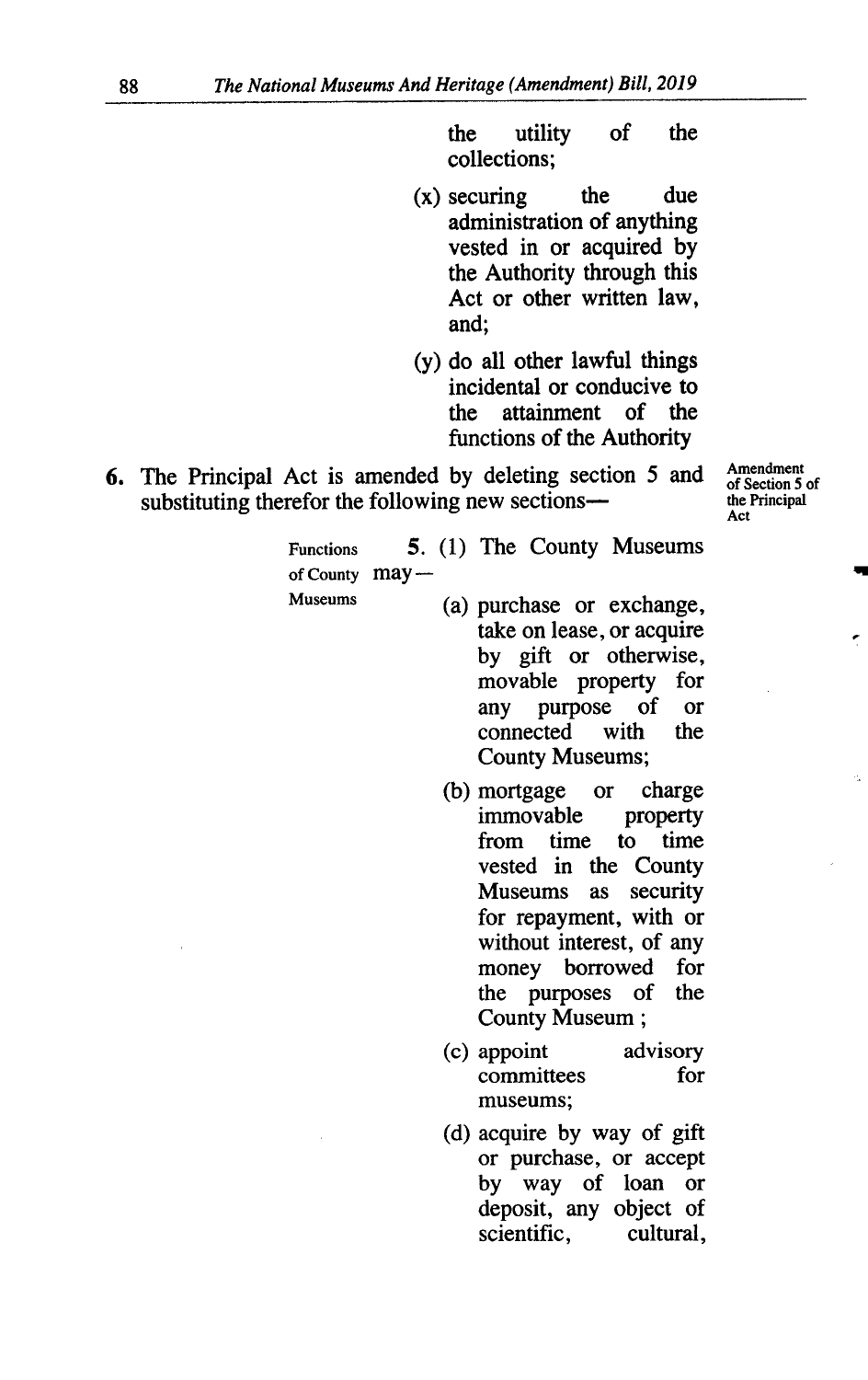the utility of the collections;

(x) securing the due administration of anything vested in or acquired by the Authority through this Act or other written law, and;

(y) do all other lawful things incidental or conducive to the attainment of the functions of the Authority

**6.** The Principal Act is amended by deleting section 5 and substituting therefor the following new sections—

*Amendment of Section 5 of the Principal Act*

*Functions of County Museums*

5. (1) The County Museums may—

(a) purchase or exchange, take on lease, or acquire by gift or otherwise, movable property for any purpose of or connected with the County Museums;

(b) mortgage or charge immovable property from time to time vested in the County Museums as security for repayment, with or without interest, of any money borrowed for the purposes of the County Museum ;

(c) appoint advisory committees for museums;

(d) acquire by way of gift or purchase, or accept by way of loan or deposit, any object of scientific, cultural,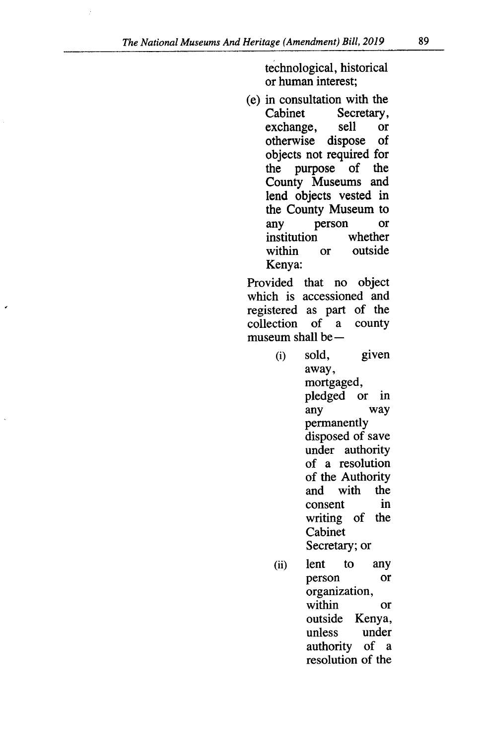technological, historical or human interest;

(e) in consultation with the Cabinet Secretary, exchange, sell or otherwise dispose of objects not required for the purpose of the County Museums and lend objects vested in the County Museum to any person or institution whether within or outside Kenya:

Provided that no object which is accessioned and registered as part of the collection of a county museum shall be—

(i) sold, given away, mortgaged, pledged or in any way permanently disposed of save under authority of a resolution of the Authority and with the consent in writing of the Cabinet Secretary; or

(ii) lent to any person or organization, within or outside Kenya, unless under authority of a resolution of the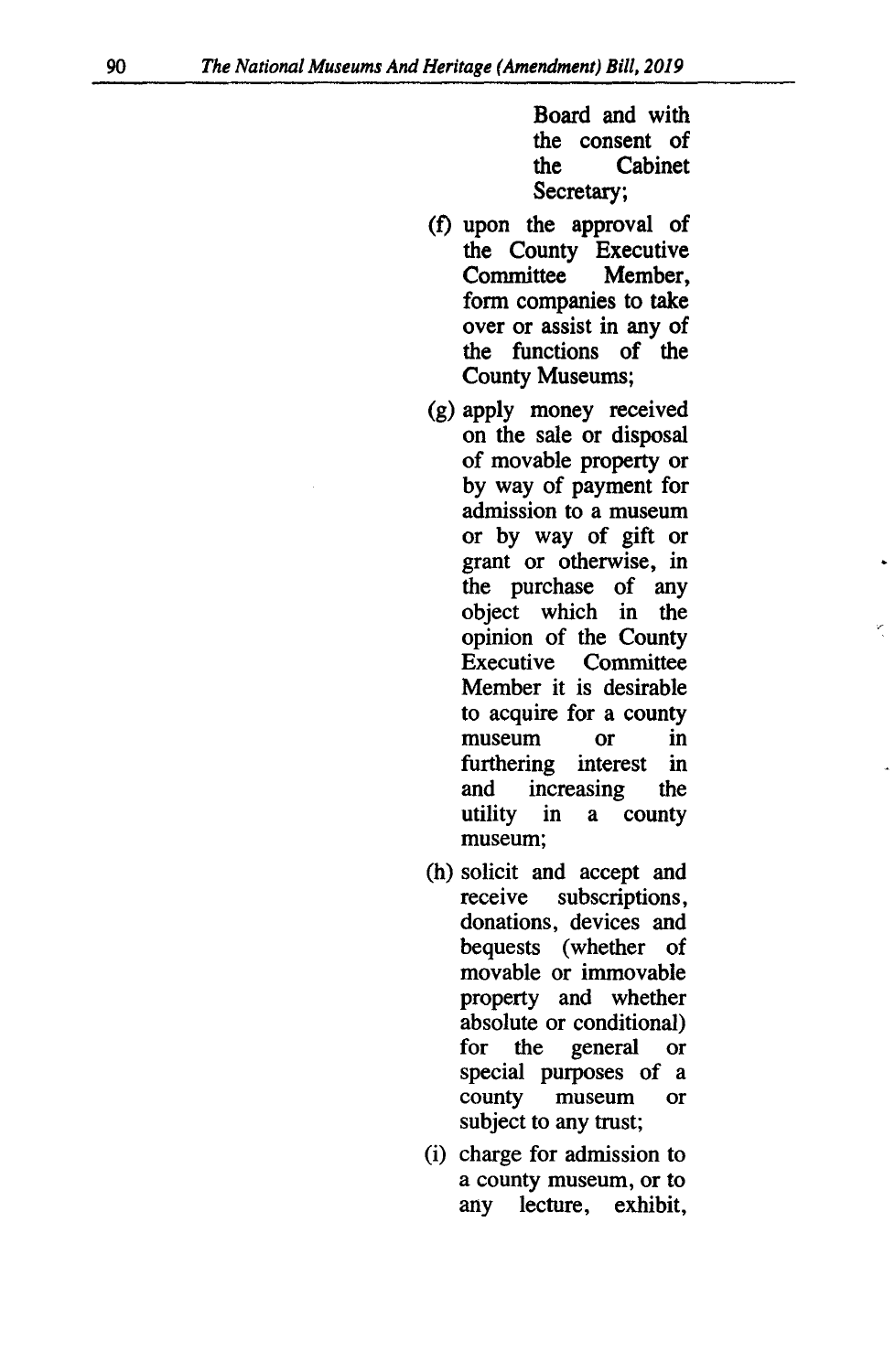Board and with the consent of the Cabinet Secretary;

(f) upon the approval of the County Executive Committee Member, form companies to take over or assist in any of the functions of the County Museums;

(g) apply money received on the sale or disposal of movable property or by way of payment for admission to a museum or by way of gift or grant or otherwise, in the purchase of any object which in the opinion of the County Executive Committee Member it is desirable to acquire for a county museum or in furthering interest in and increasing the utility in a county museum;

(h) solicit and accept and receive subscriptions, donations, devices and bequests (whether of movable or immovable property and whether absolute or conditional) for the general or special purposes of a county museum or subject to any trust;

(i) charge for admission to a county museum, or to any lecture, exhibit,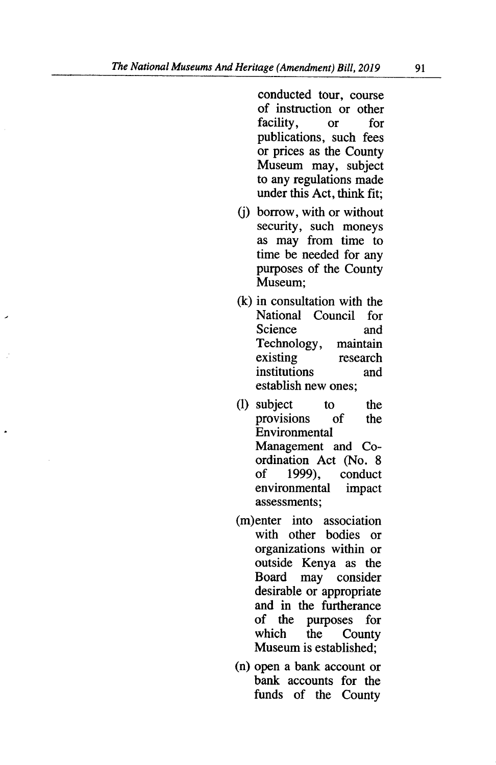conducted tour, course of instruction or other facility, or for publications, such fees or prices as the County Museum may, subject to any regulations made under this Act, think fit;

(j) borrow, with or without security, such moneys as may from time to time be needed for any purposes of the County Museum;

(k) in consultation with the National Council for Science and Technology, maintain existing research institutions and establish new ones;

(l) subject to the provisions of the Environmental Management and Co-ordination Act (No. 8 of 1999), conduct environmental impact assessments;

(m) enter into association with other bodies or organizations within or outside Kenya as the Board may consider desirable or appropriate and in the furtherance of the purposes for which the County Museum is established;

(n) open a bank account or bank accounts for the funds of the County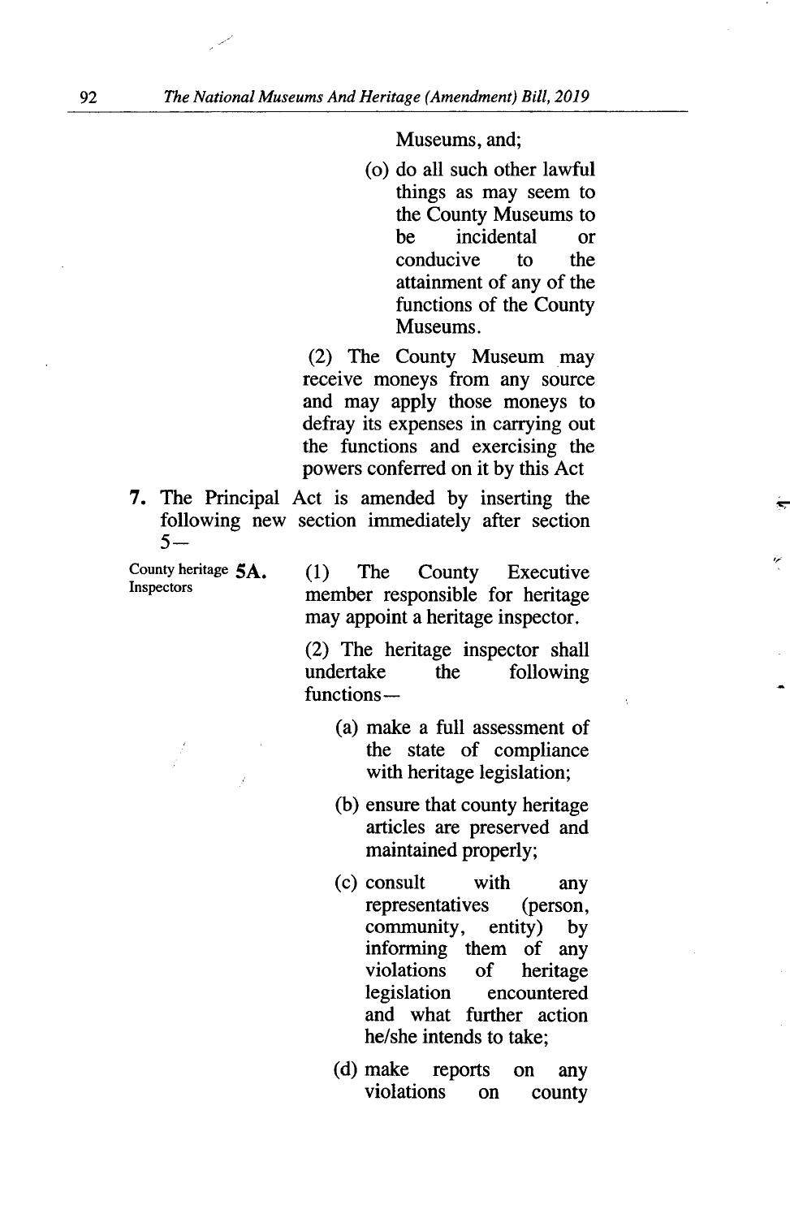Museums, and;

(o) do all such other lawful things as may seem to the County Museums to be incidental or conducive to the attainment of any of the functions of the County Museums.

(2) The County Museum may receive moneys from any source and may apply those moneys to defray its expenses in carrying out the functions and exercising the powers conferred on it by this Act

**7.** The Principal Act is amended by inserting the following new section immediately after section 5—

County heritage Inspectors

**5A.** (1) The County Executive member responsible for heritage may appoint a heritage inspector.

(2) The heritage inspector shall undertake the following functions—

(a) make a full assessment of the state of compliance with heritage legislation;

(b) ensure that county heritage articles are preserved and maintained properly;

(c) consult with any representatives (person, community, entity) by informing them of any violations of heritage legislation encountered and what further action he/she intends to take;

(d) make reports on any violations on county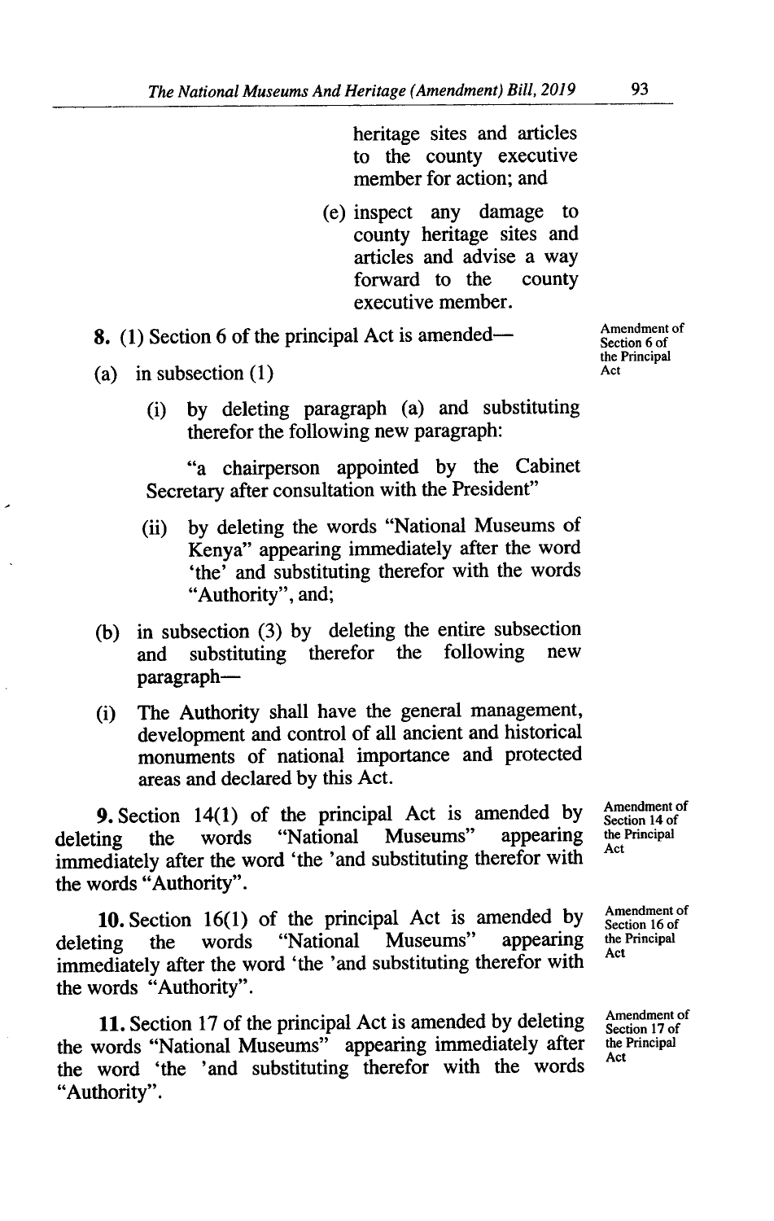heritage sites and articles to the county executive member for action; and

(e) inspect any damage to county heritage sites and articles and advise a way forward to the county executive member.

**8.** (1) Section 6 of the principal Act is amended—

Amendment of Section 6 of the Principal Act

(a) in subsection (1)

(i) by deleting paragraph (a) and substituting therefor the following new paragraph:

"a chairperson appointed by the Cabinet Secretary after consultation with the President"

(ii) by deleting the words "National Museums of Kenya" appearing immediately after the word 'the' and substituting therefor with the words "Authority", and;

(b) in subsection (3) by deleting the entire subsection and substituting therefor the following new paragraph—

(i) The Authority shall have the general management, development and control of all ancient and historical monuments of national importance and protected areas and declared by this Act.

**9.** Section 14(1) of the principal Act is amended by deleting the words "National Museums" appearing immediately after the word 'the 'and substituting therefor with the words "Authority".

Amendment of Section 14 of the Principal Act

**10.** Section 16(1) of the principal Act is amended by deleting the words "National Museums" appearing immediately after the word 'the 'and substituting therefor with the words "Authority".

Amendment of Section 16 of the Principal Act

**11.** Section 17 of the principal Act is amended by deleting the words "National Museums" appearing immediately after the word 'the 'and substituting therefor with the words "Authority".

Amendment of Section 17 of the Principal Act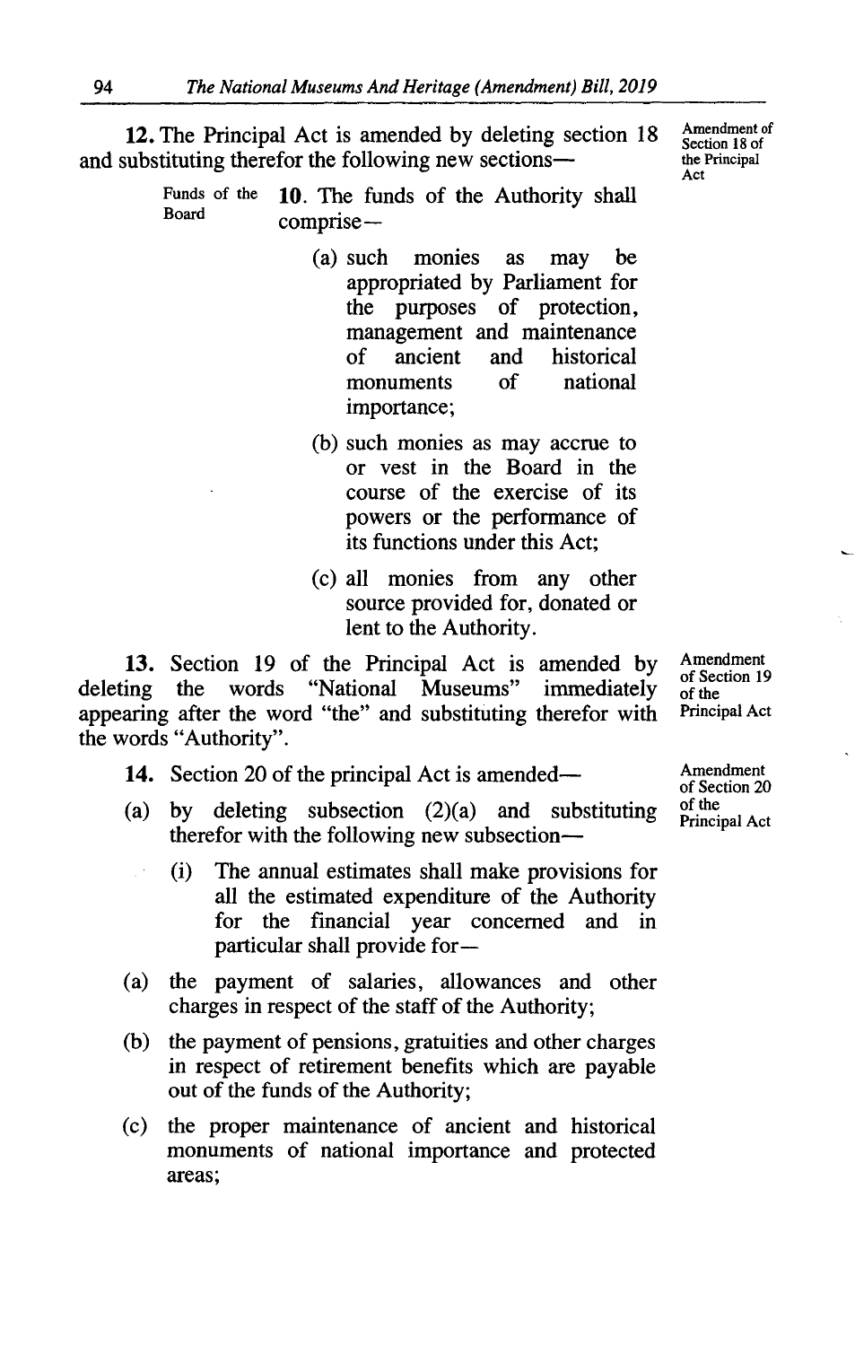**12.** The Principal Act is amended by deleting section 18 and substituting therefor the following new sections—

*Amendment of Section 18 of the Principal Act*

Funds of the Board

**10.** The funds of the Authority shall comprise—

(a) such monies as may be appropriated by Parliament for the purposes of protection, management and maintenance of ancient and historical monuments of national importance;

(b) such monies as may accrue to or vest in the Board in the course of the exercise of its powers or the performance of its functions under this Act;

(c) all monies from any other source provided for, donated or lent to the Authority.

**13.** Section 19 of the Principal Act is amended by deleting the words "National Museums" immediately appearing after the word "the" and substituting therefor with the words "Authority".

*Amendment of Section 19 of the Principal Act*

**14.** Section 20 of the principal Act is amended—

*Amendment of Section 20 of the Principal Act*

(a) by deleting subsection (2)(a) and substituting therefor with the following new subsection—

(i) The annual estimates shall make provisions for all the estimated expenditure of the Authority for the financial year concerned and in particular shall provide for—

(a) the payment of salaries, allowances and other charges in respect of the staff of the Authority;

(b) the payment of pensions, gratuities and other charges in respect of retirement benefits which are payable out of the funds of the Authority;

(c) the proper maintenance of ancient and historical monuments of national importance and protected areas;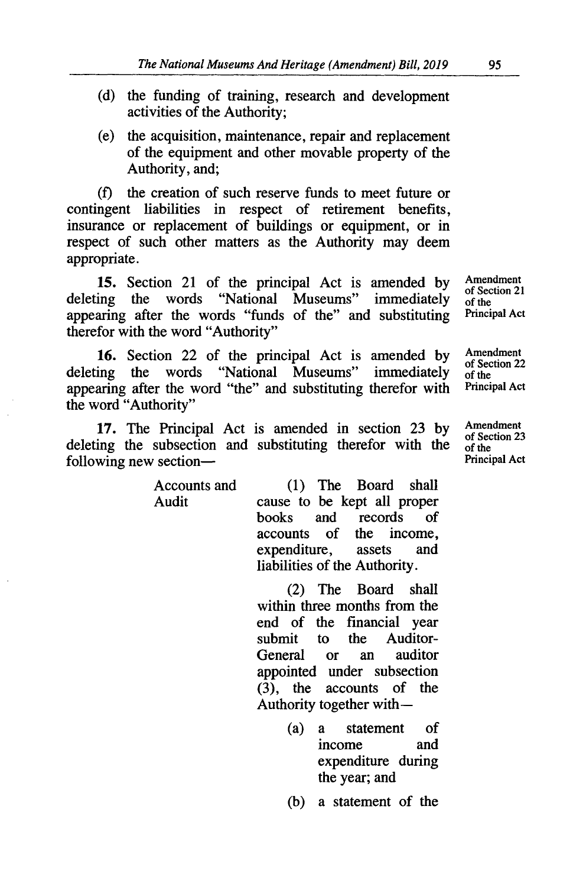(d) the funding of training, research and development activities of the Authority;

(e) the acquisition, maintenance, repair and replacement of the equipment and other movable property of the Authority, and;

(f) the creation of such reserve funds to meet future or contingent liabilities in respect of retirement benefits, insurance or replacement of buildings or equipment, or in respect of such other matters as the Authority may deem appropriate.

Amendment of Section 21 of the Principal Act

**15.** Section 21 of the principal Act is amended by deleting the words "National Museums" immediately appearing after the words "funds of the" and substituting therefor with the word "Authority"

Amendment of Section 22 of the Principal Act

**16.** Section 22 of the principal Act is amended by deleting the words "National Museums" immediately appearing after the word "the" and substituting therefor with the word "Authority"

Amendment of Section 23 of the Principal Act

**17.** The Principal Act is amended in section 23 by deleting the subsection and substituting therefor with the following new section—

Accounts and Audit

(1) The Board shall cause to be kept all proper books and records of accounts of the income, expenditure, assets and liabilities of the Authority.

(2) The Board shall within three months from the end of the financial year submit to the Auditor-General or an auditor appointed under subsection (3), the accounts of the Authority together with—

(a) a statement of income and expenditure during the year; and

(b) a statement of the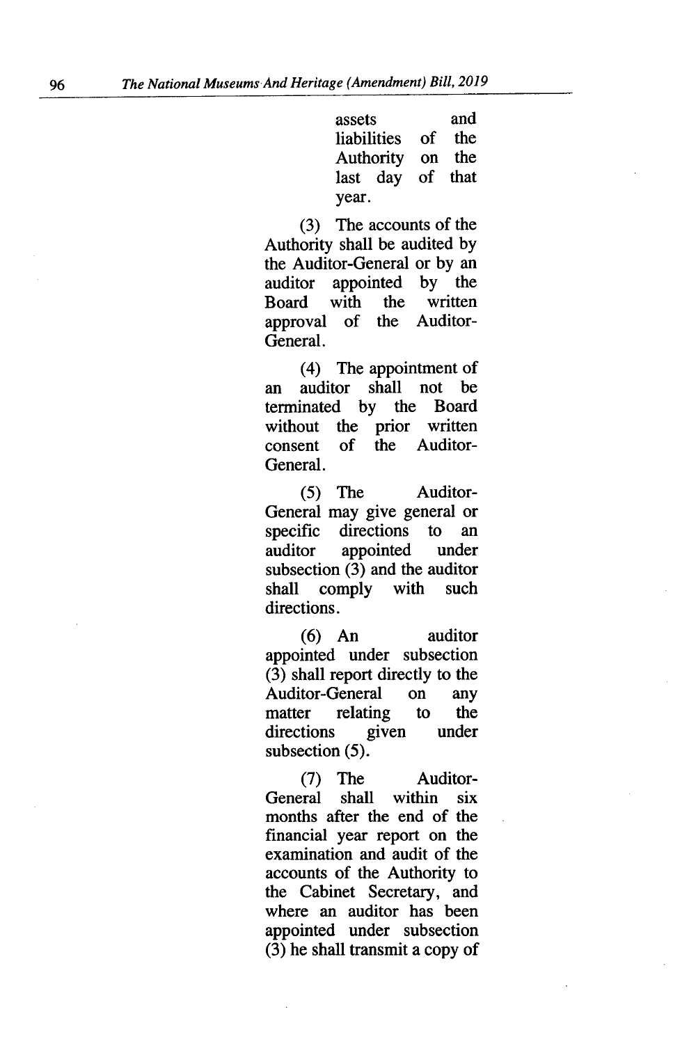assets and liabilities of the Authority on the last day of that year.

(3) The accounts of the Authority shall be audited by the Auditor-General or by an auditor appointed by the Board with the written approval of the Auditor-General.

(4) The appointment of an auditor shall not be terminated by the Board without the prior written consent of the Auditor-General.

(5) The Auditor-General may give general or specific directions to an auditor appointed under subsection (3) and the auditor shall comply with such directions.

(6) An auditor appointed under subsection (3) shall report directly to the Auditor-General on any matter relating to the directions given under subsection (5).

(7) The Auditor-General shall within six months after the end of the financial year report on the examination and audit of the accounts of the Authority to the Cabinet Secretary, and where an auditor has been appointed under subsection (3) he shall transmit a copy of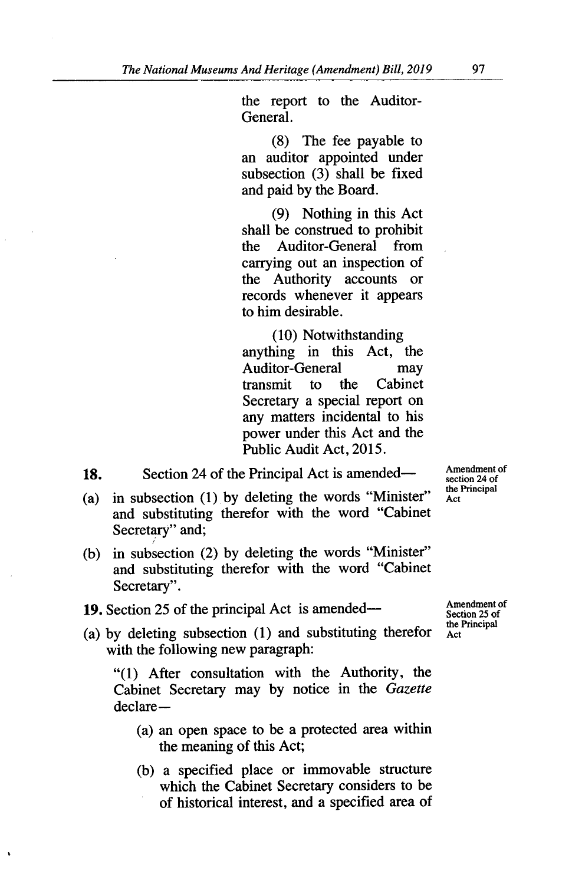the report to the Auditor-General.

(8) The fee payable to an auditor appointed under subsection (3) shall be fixed and paid by the Board.

(9) Nothing in this Act shall be construed to prohibit the Auditor-General from carrying out an inspection of the Authority accounts or records whenever it appears to him desirable.

(10) Notwithstanding anything in this Act, the Auditor-General may transmit to the Cabinet Secretary a special report on any matters incidental to his power under this Act and the Public Audit Act, 2015.

**18.** Section 24 of the Principal Act is amended—

*Amendment of section 24 of the Principal Act*

(a) in subsection (1) by deleting the words "Minister" and substituting therefor with the word "Cabinet Secretary" and;

(b) in subsection (2) by deleting the words "Minister" and substituting therefor with the word "Cabinet Secretary".

**19.** Section 25 of the principal Act is amended—

*Amendment of Section 25 of the Principal Act*

(a) by deleting subsection (1) and substituting therefor with the following new paragraph:

"(1) After consultation with the Authority, the Cabinet Secretary may by notice in the *Gazette* declare—

(a) an open space to be a protected area within the meaning of this Act;

(b) a specified place or immovable structure which the Cabinet Secretary considers to be of historical interest, and a specified area of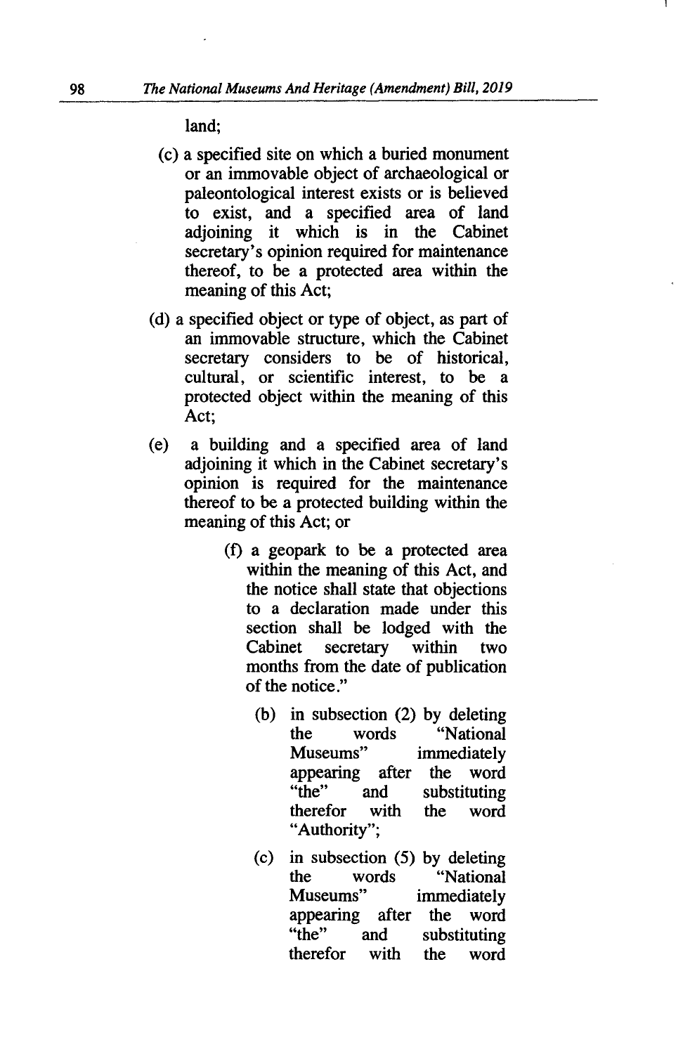land;

(c) a specified site on which a buried monument or an immovable object of archaeological or paleontological interest exists or is believed to exist, and a specified area of land adjoining it which is in the Cabinet secretary's opinion required for maintenance thereof, to be a protected area within the meaning of this Act;

(d) a specified object or type of object, as part of an immovable structure, which the Cabinet secretary considers to be of historical, cultural, or scientific interest, to be a protected object within the meaning of this Act;

(e) a building and a specified area of land adjoining it which in the Cabinet secretary's opinion is required for the maintenance thereof to be a protected building within the meaning of this Act; or

(f) a geopark to be a protected area within the meaning of this Act, and the notice shall state that objections to a declaration made under this section shall be lodged with the Cabinet secretary within two months from the date of publication of the notice."

(b) in subsection (2) by deleting the words "National Museums" immediately appearing after the word "the" and substituting therefor with the word "Authority";

(c) in subsection (5) by deleting the words "National Museums" immediately appearing after the word "the" and substituting therefor with the word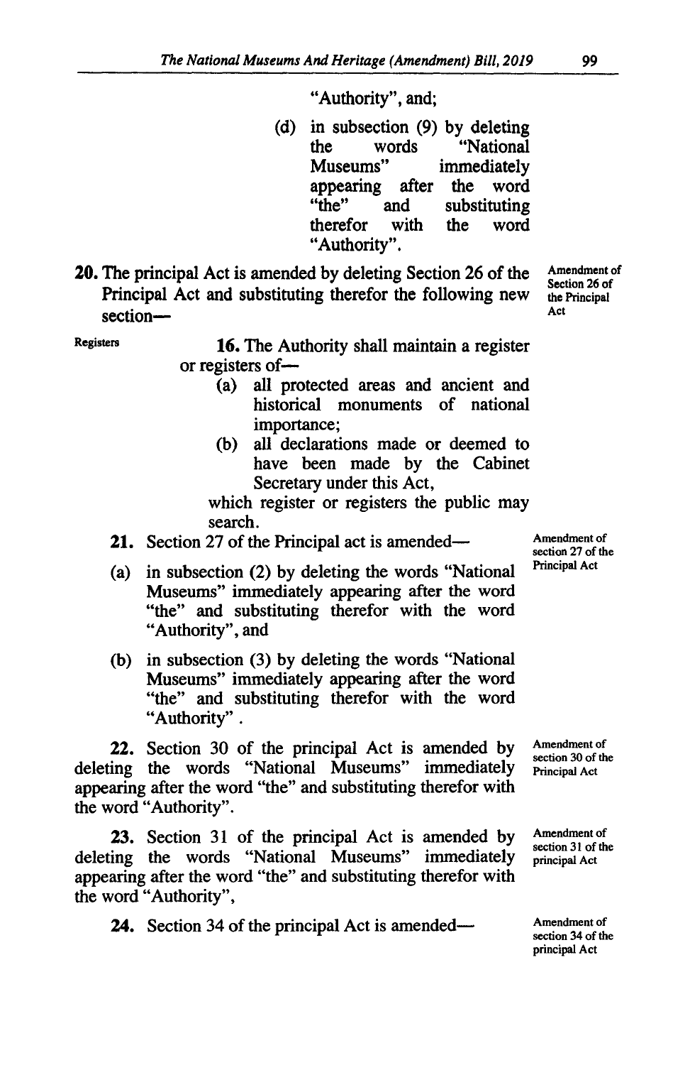"Authority", and;

(d) in subsection (9) by deleting the words "National Museums" immediately appearing after the word "the" and substituting therefor with the word "Authority".

**20.** The principal Act is amended by deleting Section 26 of the Principal Act and substituting therefor the following new section—

Amendment of Section 26 of the Principal Act

Registers

**16.** The Authority shall maintain a register or registers of—

(a) all protected areas and ancient and historical monuments of national importance;

(b) all declarations made or deemed to have been made by the Cabinet Secretary under this Act,

which register or registers the public may search.

**21.** Section 27 of the Principal act is amended—

Amendment of section 27 of the Principal Act

(a) in subsection (2) by deleting the words "National Museums" immediately appearing after the word "the" and substituting therefor with the word "Authority", and

(b) in subsection (3) by deleting the words "National Museums" immediately appearing after the word "the" and substituting therefor with the word "Authority" .

**22.** Section 30 of the principal Act is amended by deleting the words "National Museums" immediately appearing after the word "the" and substituting therefor with the word "Authority".

Amendment of section 30 of the Principal Act

**23.** Section 31 of the principal Act is amended by deleting the words "National Museums" immediately appearing after the word "the" and substituting therefor with the word "Authority",

Amendment of section 31 of the principal Act

**24.** Section 34 of the principal Act is amended—

Amendment of section 34 of the principal Act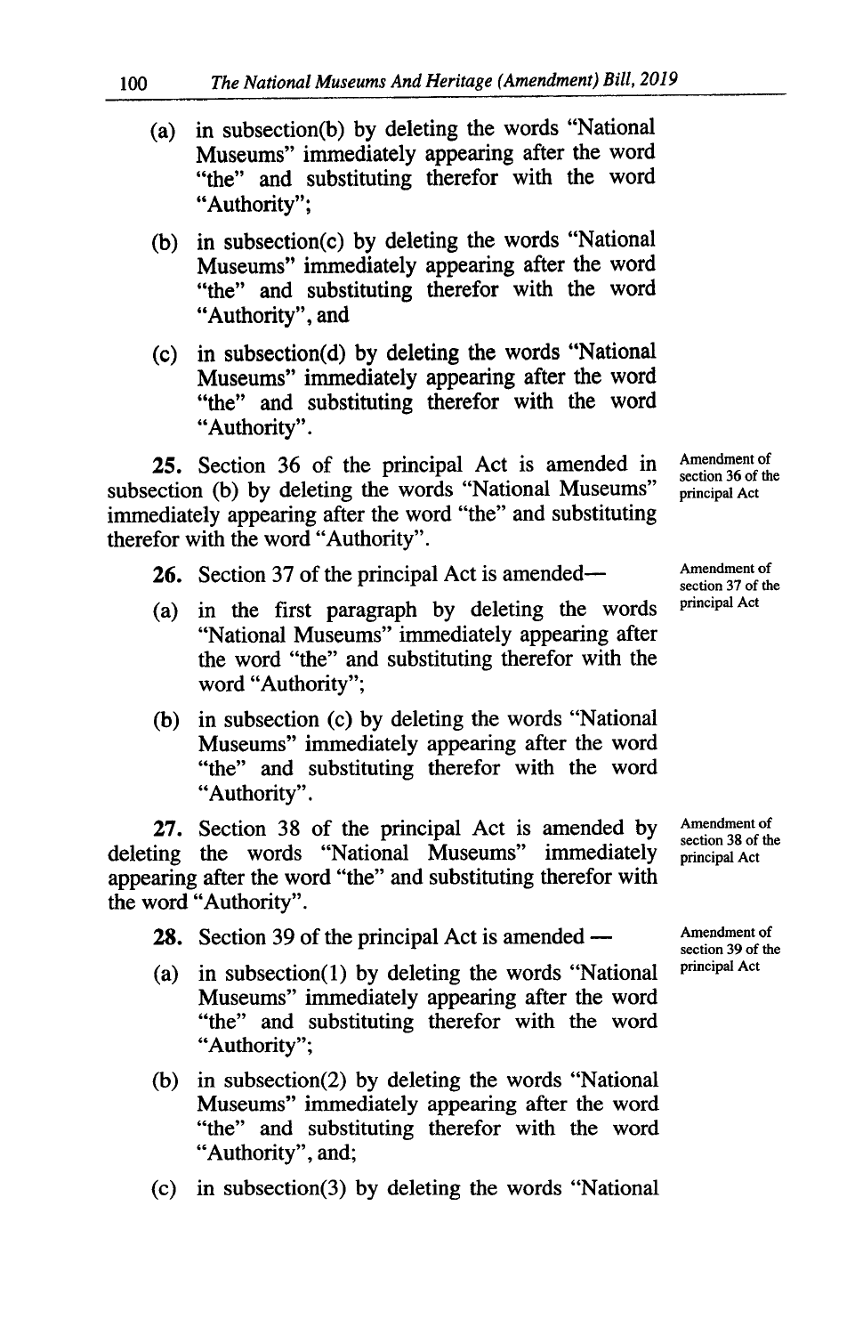(a) in subsection(b) by deleting the words "National Museums" immediately appearing after the word "the" and substituting therefor with the word "Authority";

(b) in subsection(c) by deleting the words "National Museums" immediately appearing after the word "the" and substituting therefor with the word "Authority", and

(c) in subsection(d) by deleting the words "National Museums" immediately appearing after the word "the" and substituting therefor with the word "Authority".

Amendment of section 36 of the principal Act

**25.** Section 36 of the principal Act is amended in subsection (b) by deleting the words "National Museums" immediately appearing after the word "the" and substituting therefor with the word "Authority".

Amendment of section 37 of the principal Act

**26.** Section 37 of the principal Act is amended—

(a) in the first paragraph by deleting the words "National Museums" immediately appearing after the word "the" and substituting therefor with the word "Authority";

(b) in subsection (c) by deleting the words "National Museums" immediately appearing after the word "the" and substituting therefor with the word "Authority".

Amendment of section 38 of the principal Act

**27.** Section 38 of the principal Act is amended by deleting the words "National Museums" immediately appearing after the word "the" and substituting therefor with the word "Authority".

Amendment of section 39 of the principal Act

**28.** Section 39 of the principal Act is amended —

(a) in subsection(1) by deleting the words "National Museums" immediately appearing after the word "the" and substituting therefor with the word "Authority";

(b) in subsection(2) by deleting the words "National Museums" immediately appearing after the word "the" and substituting therefor with the word "Authority", and;

(c) in subsection(3) by deleting the words "National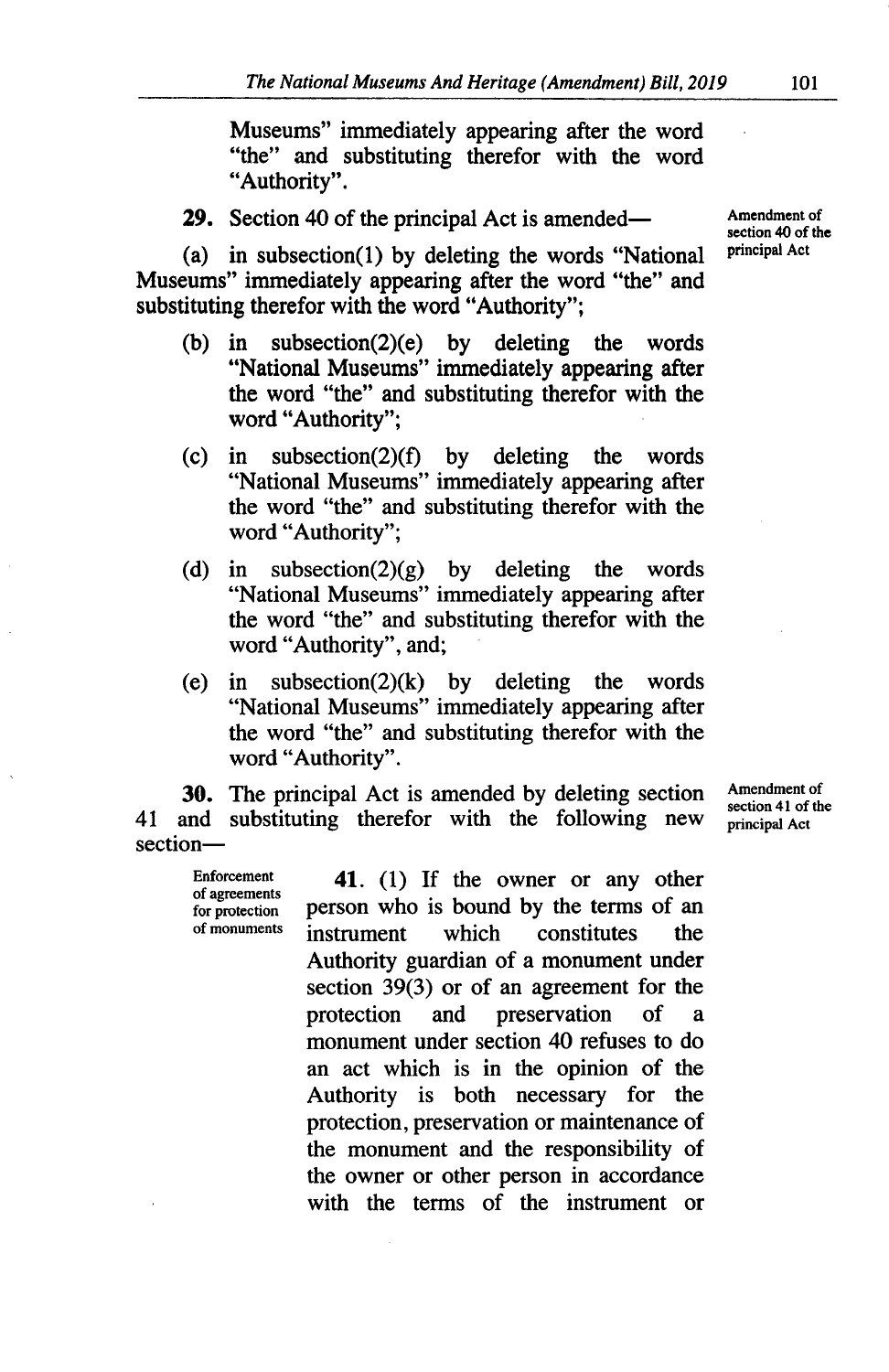Museums" immediately appearing after the word "the" and substituting therefor with the word "Authority".

**29.** Section 40 of the principal Act is amended—

Amendment of section 40 of the principal Act

(a) in subsection(1) by deleting the words "National Museums" immediately appearing after the word "the" and substituting therefor with the word "Authority";

(b) in subsection(2)(e) by deleting the words "National Museums" immediately appearing after the word "the" and substituting therefor with the word "Authority";

(c) in subsection(2)(f) by deleting the words "National Museums" immediately appearing after the word "the" and substituting therefor with the word "Authority";

(d) in subsection(2)(g) by deleting the words "National Museums" immediately appearing after the word "the" and substituting therefor with the word "Authority", and;

(e) in subsection(2)(k) by deleting the words "National Museums" immediately appearing after the word "the" and substituting therefor with the word "Authority".

**30.** The principal Act is amended by deleting section 41 and substituting therefor with the following new section—

Amendment of section 41 of the principal Act

Enforcement of agreements for protection of monuments

**41.** (1) If the owner or any other person who is bound by the terms of an instrument which constitutes the Authority guardian of a monument under section 39(3) or of an agreement for the protection and preservation of a monument under section 40 refuses to do an act which is in the opinion of the Authority is both necessary for the protection, preservation or maintenance of the monument and the responsibility of the owner or other person in accordance with the terms of the instrument or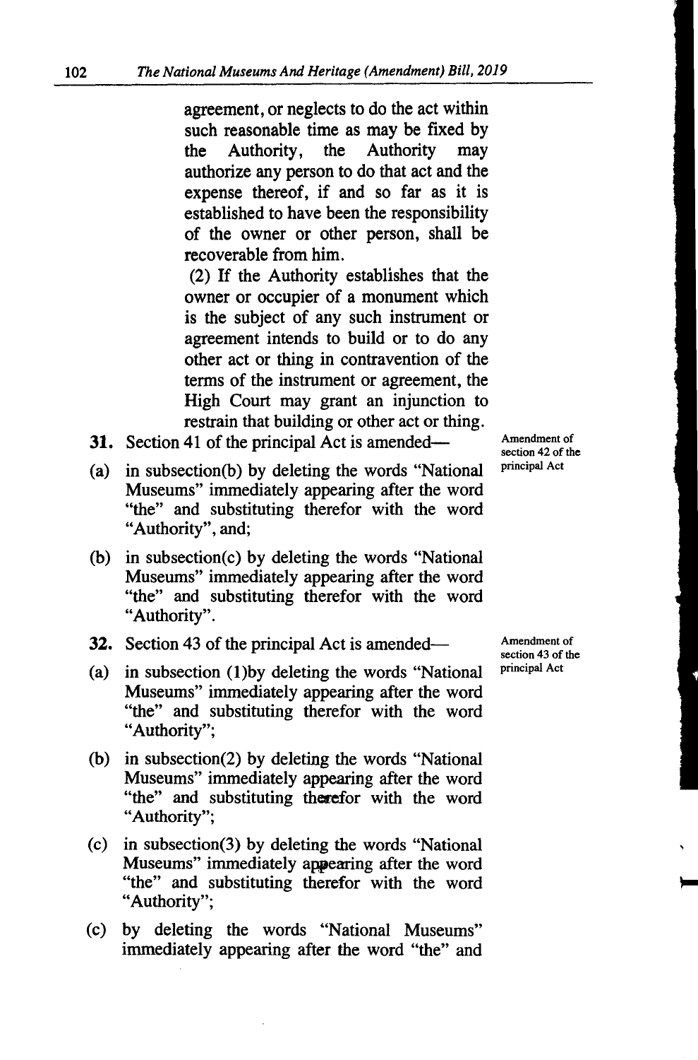agreement, or neglects to do the act within such reasonable time as may be fixed by the Authority, the Authority may authorize any person to do that act and the expense thereof, if and so far as it is established to have been the responsibility of the owner or other person, shall be recoverable from him.

(2) If the Authority establishes that the owner or occupier of a monument which is the subject of any such instrument or agreement intends to build or to do any other act or thing in contravention of the terms of the instrument or agreement, the High Court may grant an injunction to restrain that building or other act or thing.

Amendment of section 42 of the principal Act

**31.** Section 41 of the principal Act is amended—

(a) in subsection(b) by deleting the words "National Museums" immediately appearing after the word "the" and substituting therefor with the word "Authority", and;

(b) in subsection(c) by deleting the words "National Museums" immediately appearing after the word "the" and substituting therefor with the word "Authority".

Amendment of section 43 of the principal Act

**32.** Section 43 of the principal Act is amended—

(a) in subsection (1)by deleting the words "National Museums" immediately appearing after the word "the" and substituting therefor with the word "Authority";

(b) in subsection(2) by deleting the words "National Museums" immediately appearing after the word "the" and substituting therefor with the word "Authority";

(c) in subsection(3) by deleting the words "National Museums" immediately appearing after the word "the" and substituting therefor with the word "Authority";

(c) by deleting the words "National Museums" immediately appearing after the word "the" and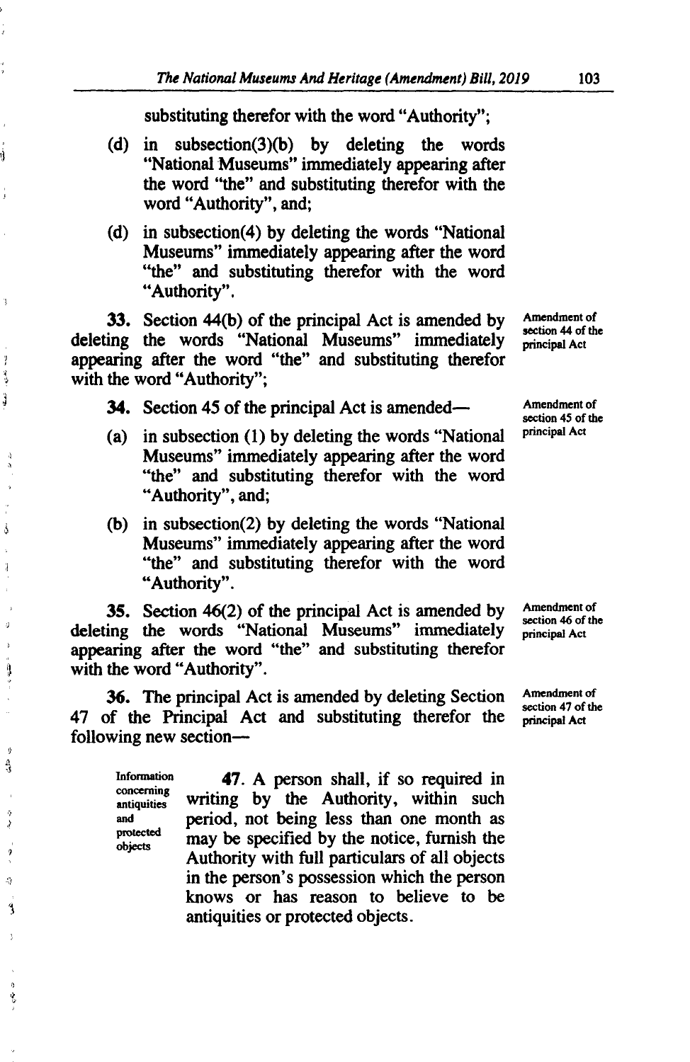substituting therefor with the word "Authority";

(d) in subsection(3)(b) by deleting the words "National Museums" immediately appearing after the word "the" and substituting therefor with the word "Authority", and;

(d) in subsection(4) by deleting the words "National Museums" immediately appearing after the word "the" and substituting therefor with the word "Authority".

Amendment of section 44 of the principal Act

**33.** Section 44(b) of the principal Act is amended by deleting the words "National Museums" immediately appearing after the word "the" and substituting therefor with the word "Authority";

Amendment of section 45 of the principal Act

**34.** Section 45 of the principal Act is amended—

(a) in subsection (1) by deleting the words "National Museums" immediately appearing after the word "the" and substituting therefor with the word "Authority", and;

(b) in subsection(2) by deleting the words "National Museums" immediately appearing after the word "the" and substituting therefor with the word "Authority".

Amendment of section 46 of the principal Act

**35.** Section 46(2) of the principal Act is amended by deleting the words "National Museums" immediately appearing after the word "the" and substituting therefor with the word "Authority".

Amendment of section 47 of the principal Act

**36.** The principal Act is amended by deleting Section 47 of the Principal Act and substituting therefor the following new section—

Information concerning antiquities and protected objects

**47.** A person shall, if so required in writing by the Authority, within such period, not being less than one month as may be specified by the notice, furnish the Authority with full particulars of all objects in the person's possession which the person knows or has reason to believe to be antiquities or protected objects.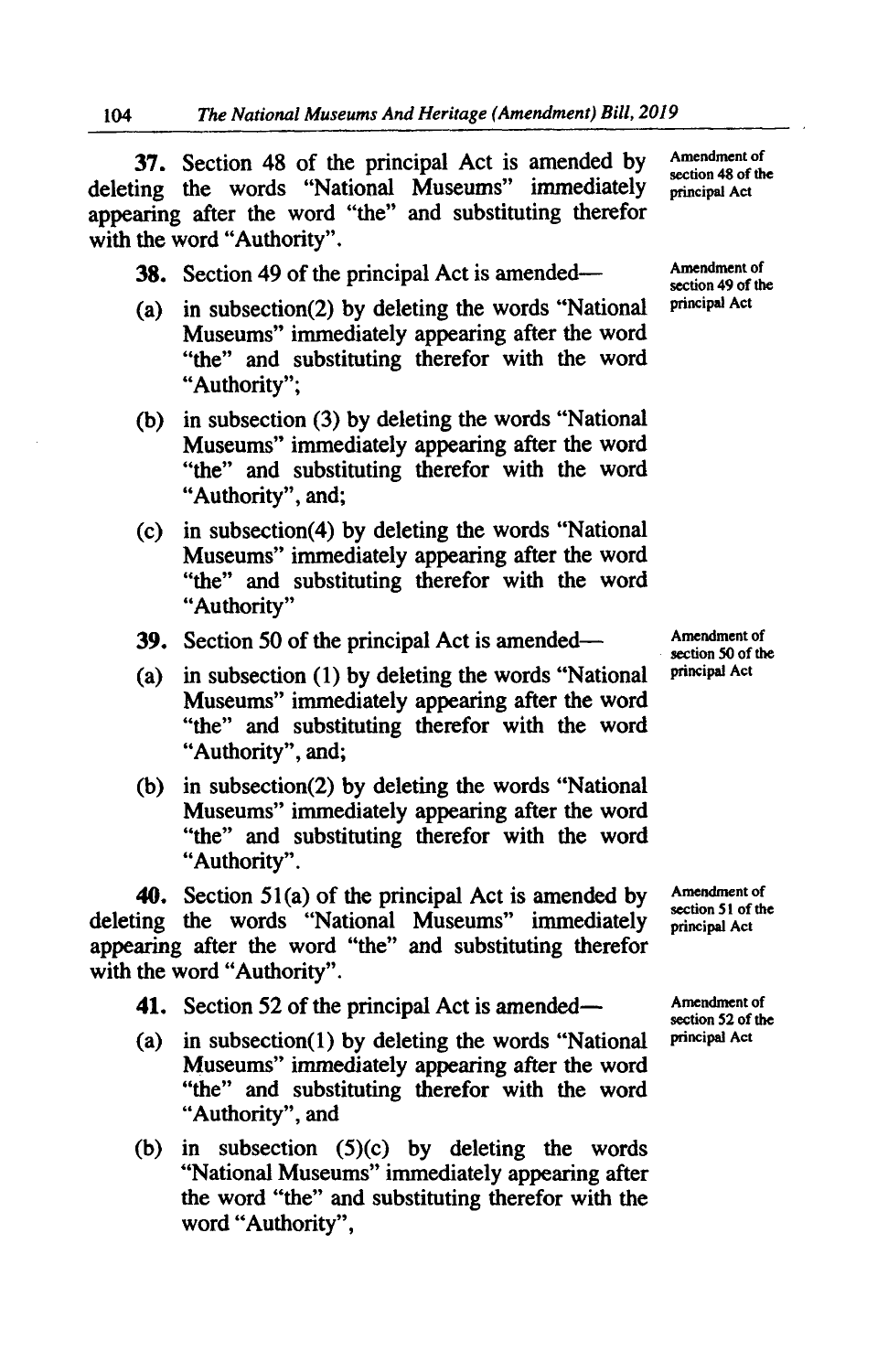**37.** Section 48 of the principal Act is amended by deleting the words "National Museums" immediately appearing after the word "the" and substituting therefor with the word "Authority".

*Amendment of section 48 of the principal Act*

**38.** Section 49 of the principal Act is amended—

*Amendment of section 49 of the principal Act*

(a) in subsection(2) by deleting the words "National Museums" immediately appearing after the word "the" and substituting therefor with the word "Authority";

(b) in subsection (3) by deleting the words "National Museums" immediately appearing after the word "the" and substituting therefor with the word "Authority", and;

(c) in subsection(4) by deleting the words "National Museums" immediately appearing after the word "the" and substituting therefor with the word "Authority"

**39.** Section 50 of the principal Act is amended—

*Amendment of section 50 of the principal Act*

(a) in subsection (1) by deleting the words "National Museums" immediately appearing after the word "the" and substituting therefor with the word "Authority", and;

(b) in subsection(2) by deleting the words "National Museums" immediately appearing after the word "the" and substituting therefor with the word "Authority".

**40.** Section 51(a) of the principal Act is amended by deleting the words "National Museums" immediately appearing after the word "the" and substituting therefor with the word "Authority".

*Amendment of section 51 of the principal Act*

**41.** Section 52 of the principal Act is amended—

*Amendment of section 52 of the principal Act*

(a) in subsection(1) by deleting the words "National Museums" immediately appearing after the word "the" and substituting therefor with the word "Authority", and

(b) in subsection (5)(c) by deleting the words "National Museums" immediately appearing after the word "the" and substituting therefor with the word "Authority",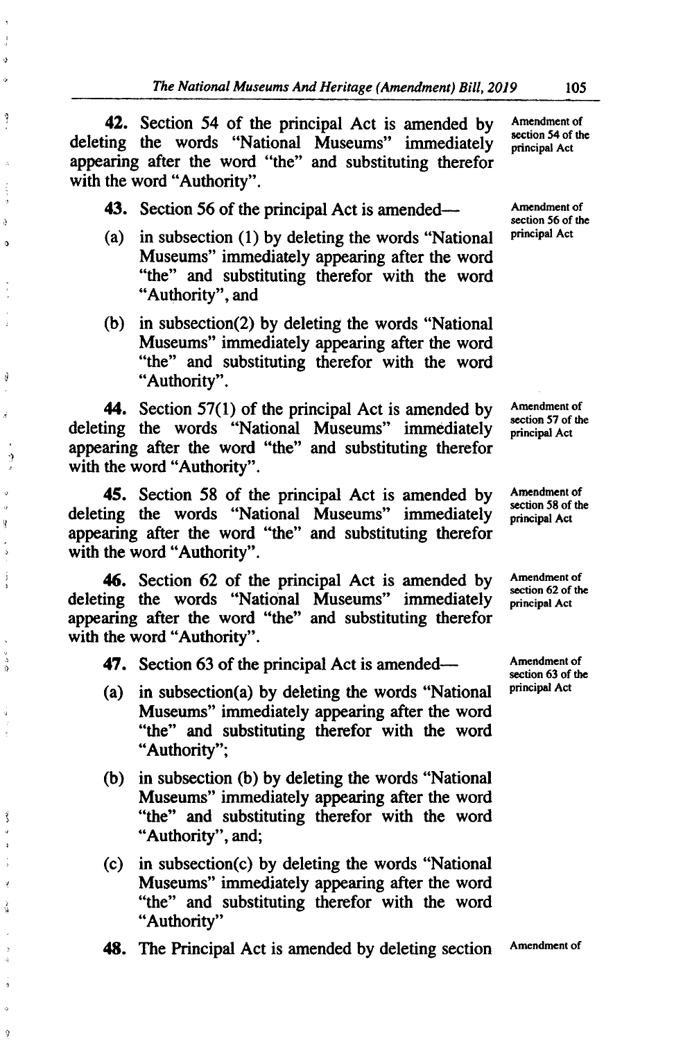**42.** Section 54 of the principal Act is amended by deleting the words "National Museums" immediately appearing after the word "the" and substituting therefor with the word "Authority".

Amendment of section 54 of the principal Act

**43.** Section 56 of the principal Act is amended—

Amendment of section 56 of the principal Act

(a) in subsection (1) by deleting the words "National Museums" immediately appearing after the word "the" and substituting therefor with the word "Authority", and

(b) in subsection(2) by deleting the words "National Museums" immediately appearing after the word "the" and substituting therefor with the word "Authority".

**44.** Section 57(1) of the principal Act is amended by deleting the words "National Museums" immediately appearing after the word "the" and substituting therefor with the word "Authority".

Amendment of section 57 of the principal Act

**45.** Section 58 of the principal Act is amended by deleting the words "National Museums" immediately appearing after the word "the" and substituting therefor with the word "Authority".

Amendment of section 58 of the principal Act

**46.** Section 62 of the principal Act is amended by deleting the words "National Museums" immediately appearing after the word "the" and substituting therefor with the word "Authority".

Amendment of section 62 of the principal Act

**47.** Section 63 of the principal Act is amended—

Amendment of section 63 of the principal Act

(a) in subsection(a) by deleting the words "National Museums" immediately appearing after the word "the" and substituting therefor with the word "Authority";

(b) in subsection (b) by deleting the words "National Museums" immediately appearing after the word "the" and substituting therefor with the word "Authority", and;

(c) in subsection(c) by deleting the words "National Museums" immediately appearing after the word "the" and substituting therefor with the word "Authority"

**48.** The Principal Act is amended by deleting section

Amendment of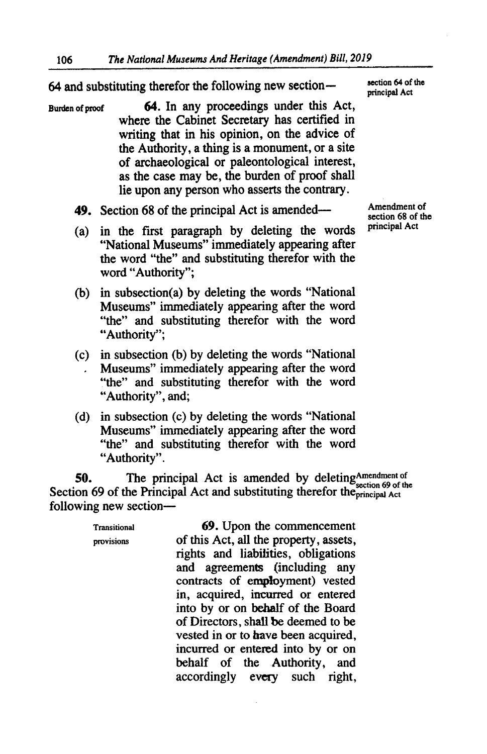64 and substituting therefor the following new section—

*section 64 of the principal Act*

*Burden of proof*

**64.** In any proceedings under this Act, where the Cabinet Secretary has certified in writing that in his opinion, on the advice of the Authority, a thing is a monument, or a site of archaeological or paleontological interest, as the case may be, the burden of proof shall lie upon any person who asserts the contrary.

*Amendment of section 68 of the principal Act*

**49.** Section 68 of the principal Act is amended—

(a) in the first paragraph by deleting the words "National Museums" immediately appearing after the word "the" and substituting therefor with the word "Authority";

(b) in subsection(a) by deleting the words "National Museums" immediately appearing after the word "the" and substituting therefor with the word "Authority";

(c) in subsection (b) by deleting the words "National Museums" immediately appearing after the word "the" and substituting therefor with the word "Authority", and;

(d) in subsection (c) by deleting the words "National Museums" immediately appearing after the word "the" and substituting therefor with the word "Authority".

*Amendment of section 69 of the principal Act*

**50.** The principal Act is amended by deleting Section 69 of the Principal Act and substituting therefor the following new section—

*Transitional provisions*

**69.** Upon the commencement of this Act, all the property, assets, rights and liabilities, obligations and agreements (including any contracts of employment) vested in, acquired, incurred or entered into by or on behalf of the Board of Directors, shall be deemed to be vested in or to have been acquired, incurred or entered into by or on behalf of the Authority, and accordingly every such right,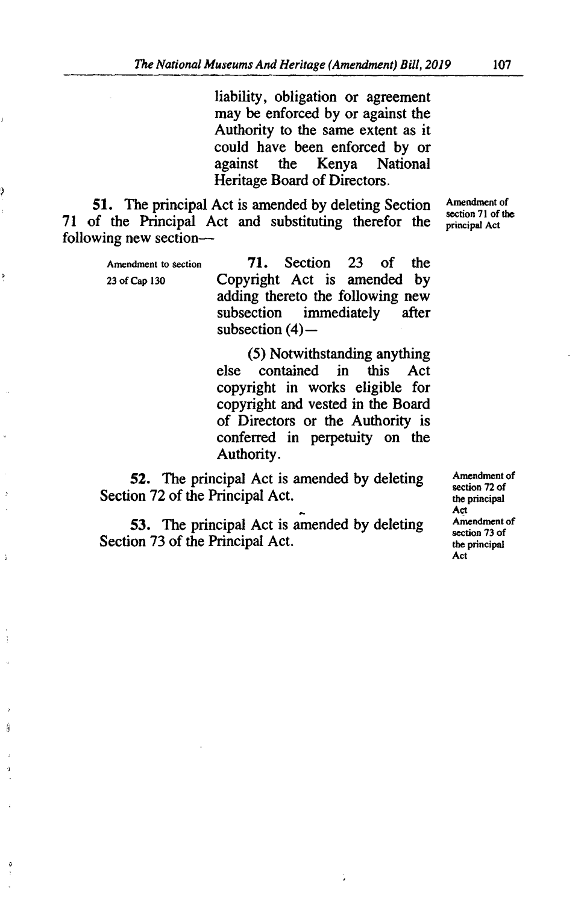liability, obligation or agreement may be enforced by or against the Authority to the same extent as it could have been enforced by or against the Kenya National Heritage Board of Directors.

Amendment of section 71 of the principal Act

**51.** The principal Act is amended by deleting Section 71 of the Principal Act and substituting therefor the following new section—

Amendment to section 23 of Cap 130

**71.** Section 23 of the Copyright Act is amended by adding thereto the following new subsection immediately after subsection (4)—

(5) Notwithstanding anything else contained in this Act copyright in works eligible for copyright and vested in the Board of Directors or the Authority is conferred in perpetuity on the Authority.

Amendment of section 72 of the principal Act

**52.** The principal Act is amended by deleting Section 72 of the Principal Act.

Amendment of section 73 of the principal Act

**53.** The principal Act is amended by deleting Section 73 of the Principal Act.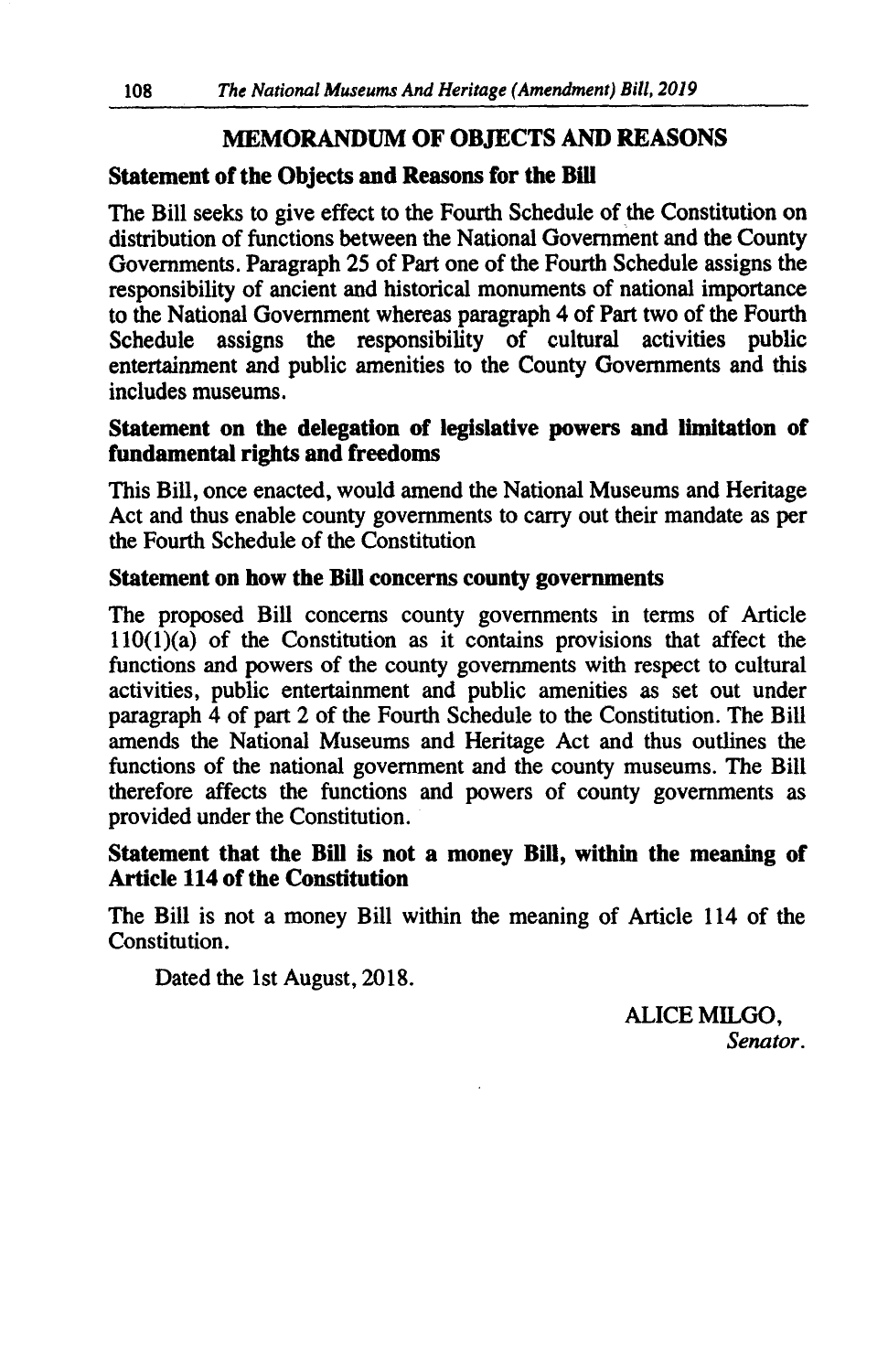## MEMORANDUM OF OBJECTS AND REASONS

### Statement of the Objects and Reasons for the Bill

The Bill seeks to give effect to the Fourth Schedule of the Constitution on distribution of functions between the National Government and the County Governments. Paragraph 25 of Part one of the Fourth Schedule assigns the responsibility of ancient and historical monuments of national importance to the National Government whereas paragraph 4 of Part two of the Fourth Schedule assigns the responsibility of cultural activities public entertainment and public amenities to the County Governments and this includes museums.

### Statement on the delegation of legislative powers and limitation of fundamental rights and freedoms

This Bill, once enacted, would amend the National Museums and Heritage Act and thus enable county governments to carry out their mandate as per the Fourth Schedule of the Constitution

### Statement on how the Bill concerns county governments

The proposed Bill concerns county governments in terms of Article 110(1)(a) of the Constitution as it contains provisions that affect the functions and powers of the county governments with respect to cultural activities, public entertainment and public amenities as set out under paragraph 4 of part 2 of the Fourth Schedule to the Constitution. The Bill amends the National Museums and Heritage Act and thus outlines the functions of the national government and the county museums. The Bill therefore affects the functions and powers of county governments as provided under the Constitution.

### Statement that the Bill is not a money Bill, within the meaning of Article 114 of the Constitution

The Bill is not a money Bill within the meaning of Article 114 of the Constitution.

Dated the 1st August, 2018.

ALICE MILGO,
*Senator.*